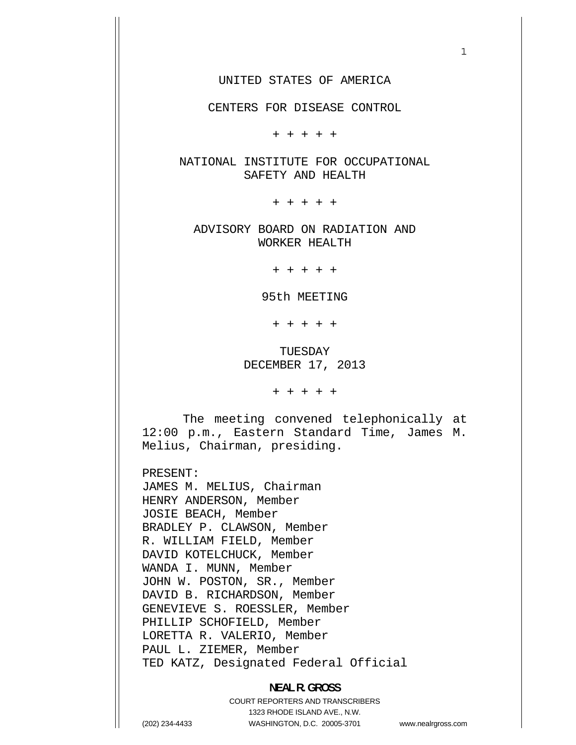UNITED STATES OF AMERICA

CENTERS FOR DISEASE CONTROL

+ + + + +

NATIONAL INSTITUTE FOR OCCUPATIONAL SAFETY AND HEALTH

+ + + + +

ADVISORY BOARD ON RADIATION AND WORKER HEALTH

+ + + + +

95th MEETING

+ + + + +

TUESDAY
DECEMBER 17, 2013

+ + + + +

The meeting convened telephonically at 12:00 p.m., Eastern Standard Time, James M. Melius, Chairman, presiding.

PRESENT:
JAMES M. MELIUS, Chairman
HENRY ANDERSON, Member
JOSIE BEACH, Member
BRADLEY P. CLAWSON, Member
R. WILLIAM FIELD, Member
DAVID KOTELCHUCK, Member
WANDA I. MUNN, Member
JOHN W. POSTON, SR., Member
DAVID B. RICHARDSON, Member
GENEVIEVE S. ROESSLER, Member
PHILLIP SCHOFIELD, Member
LORETTA R. VALERIO, Member
PAUL L. ZIEMER, Member
TED KATZ, Designated Federal Official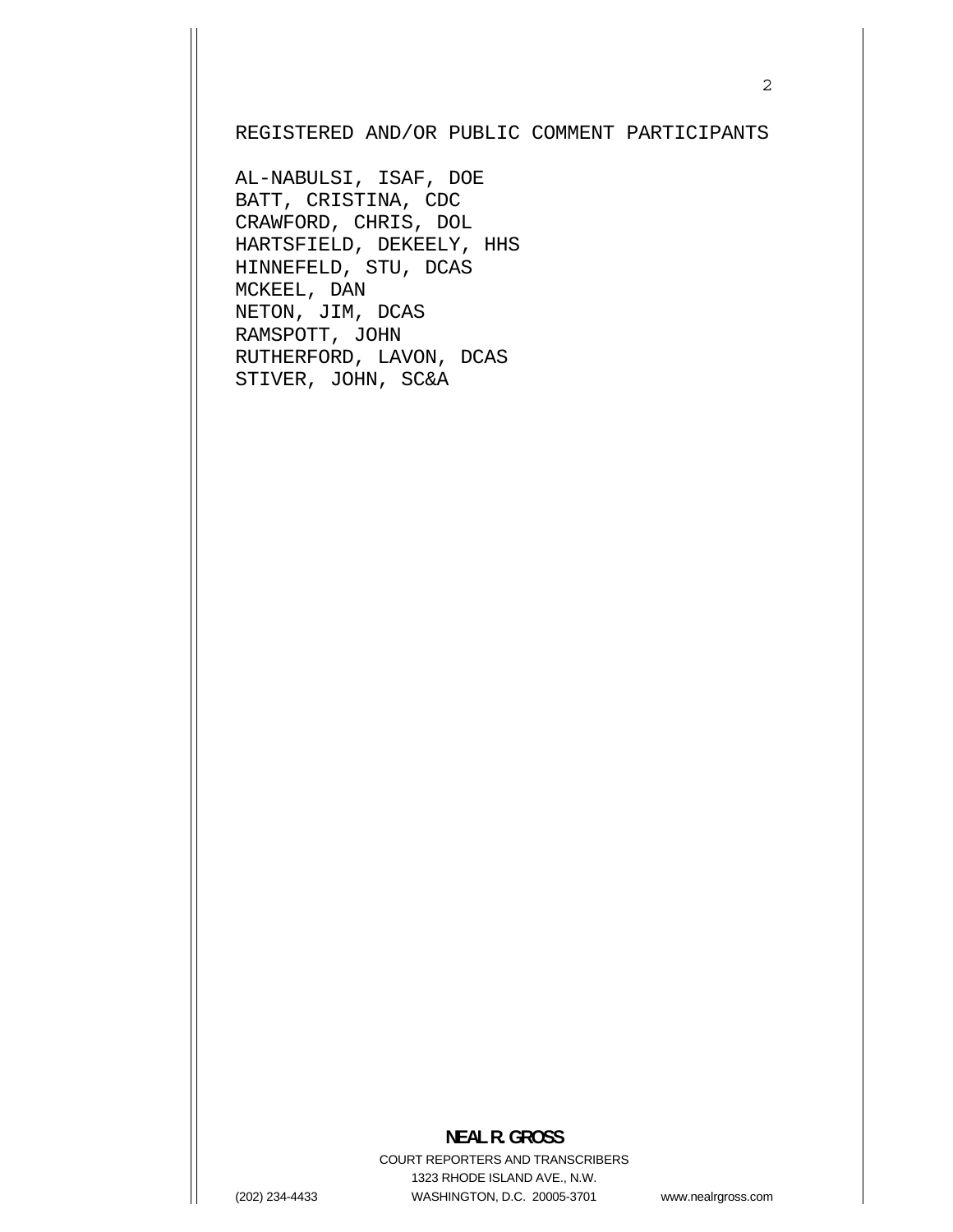REGISTERED AND/OR PUBLIC COMMENT PARTICIPANTS

AL-NABULSI, ISAF, DOE
BATT, CRISTINA, CDC
CRAWFORD, CHRIS, DOL
HARTSFIELD, DEKEELY, HHS
HINNEFELD, STU, DCAS
MCKEEL, DAN
NETON, JIM, DCAS
RAMSPOTT, JOHN
RUTHERFORD, LAVON, DCAS
STIVER, JOHN, SC&A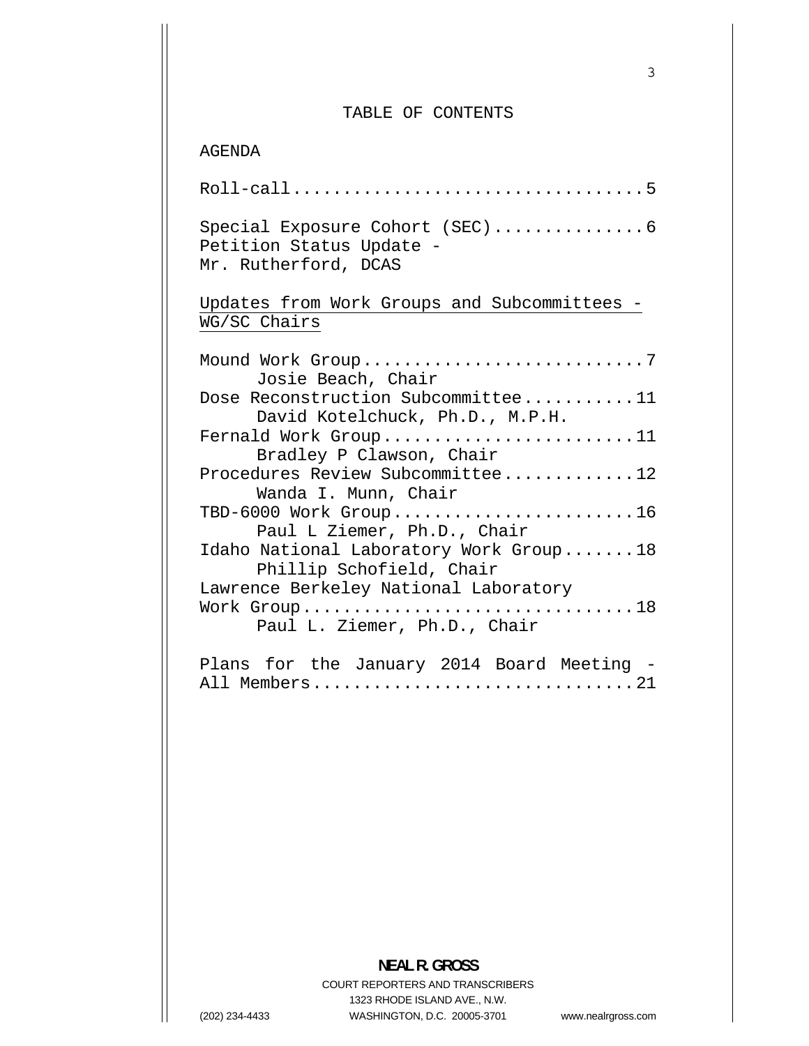# TABLE OF CONTENTS

AGENDA

Roll-call..................................5

Special Exposure Cohort (SEC)...............6
Petition Status Update -
Mr. Rutherford, DCAS

Updates from Work Groups and Subcommittees - WG/SC Chairs

Mound Work Group...........................7
Josie Beach, Chair

Dose Reconstruction Subcommittee...........11
David Kotelchuck, Ph.D., M.P.H.

Fernald Work Group........................11
Bradley P Clawson, Chair

Procedures Review Subcommittee.............12
Wanda I. Munn, Chair

TBD-6000 Work Group.......................16
Paul L Ziemer, Ph.D., Chair

Idaho National Laboratory Work Group.......18
Phillip Schofield, Chair

Lawrence Berkeley National Laboratory
Work Group................................18
Paul L. Ziemer, Ph.D., Chair

Plans for the January 2014 Board Meeting -
All Members...............................21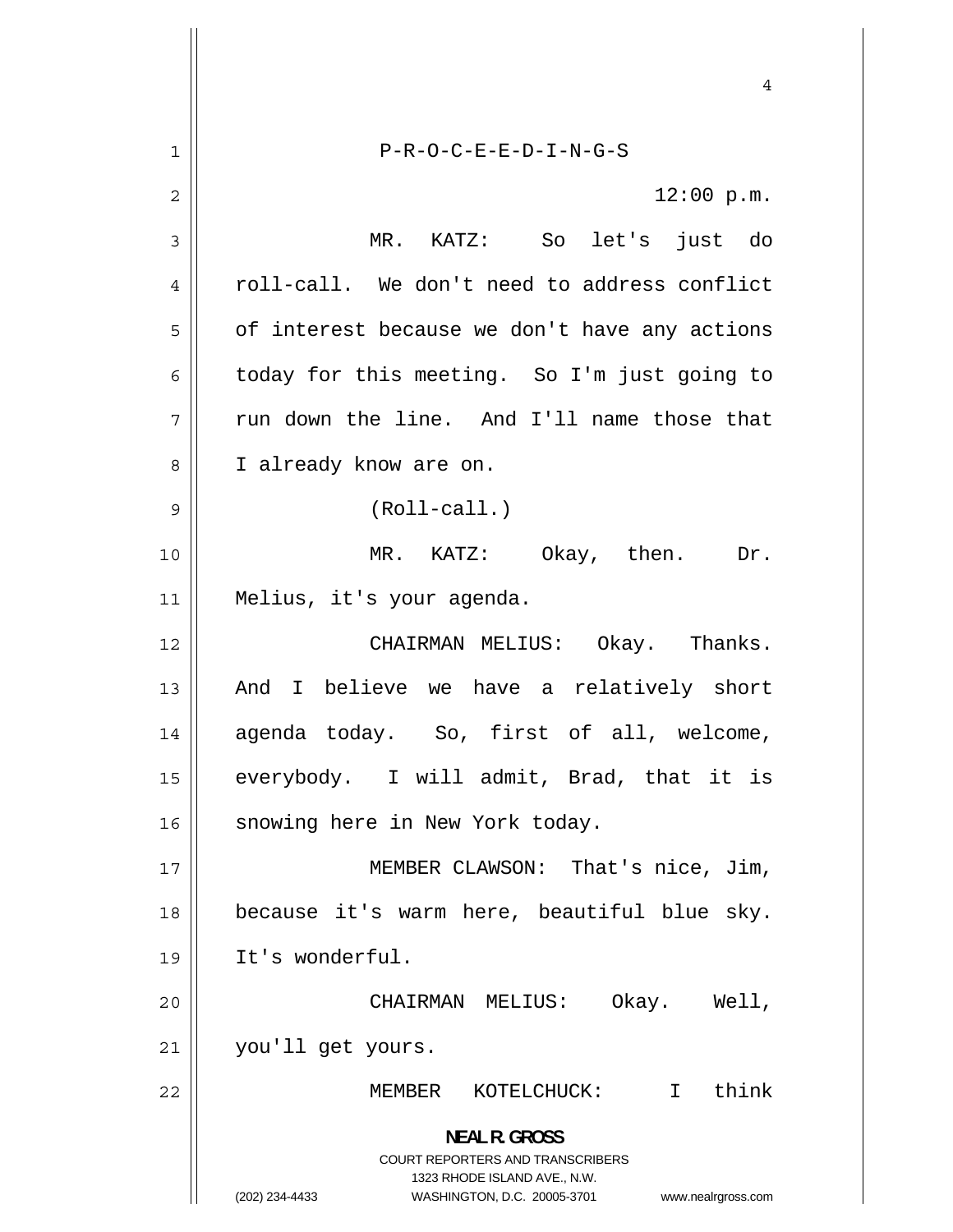P-R-O-C-E-E-D-I-N-G-S

12:00 p.m.

MR. KATZ: So let's just do roll-call. We don't need to address conflict of interest because we don't have any actions today for this meeting. So I'm just going to run down the line. And I'll name those that I already know are on.

(Roll-call.)

MR. KATZ: Okay, then. Dr. Melius, it's your agenda.

CHAIRMAN MELIUS: Okay. Thanks. And I believe we have a relatively short agenda today. So, first of all, welcome, everybody. I will admit, Brad, that it is snowing here in New York today.

MEMBER CLAWSON: That's nice, Jim, because it's warm here, beautiful blue sky. It's wonderful.

CHAIRMAN MELIUS: Okay. Well, you'll get yours.

MEMBER KOTELCHUCK: I think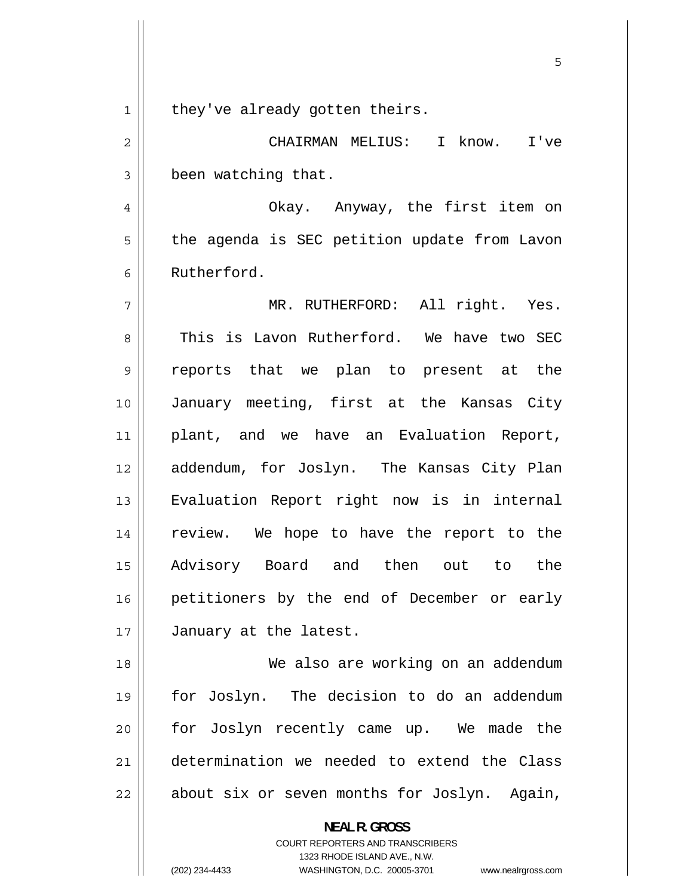they've already gotten theirs.

CHAIRMAN MELIUS: I know. I've been watching that.

Okay. Anyway, the first item on the agenda is SEC petition update from Lavon Rutherford.

MR. RUTHERFORD: All right. Yes. This is Lavon Rutherford. We have two SEC reports that we plan to present at the January meeting, first at the Kansas City plant, and we have an Evaluation Report, addendum, for Joslyn. The Kansas City Plan Evaluation Report right now is in internal review. We hope to have the report to the Advisory Board and then out to the petitioners by the end of December or early January at the latest.

We also are working on an addendum for Joslyn. The decision to do an addendum for Joslyn recently came up. We made the determination we needed to extend the Class about six or seven months for Joslyn. Again,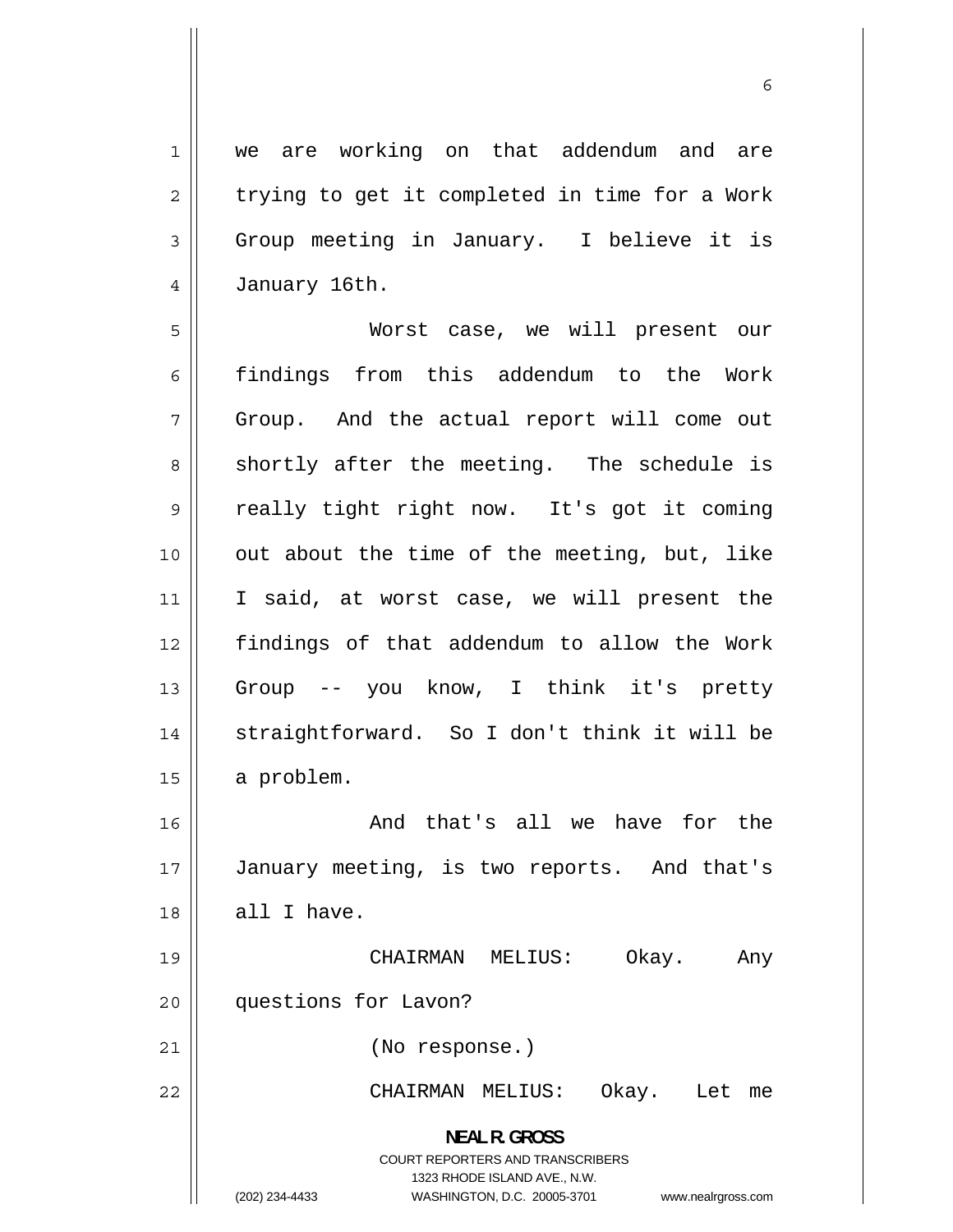we are working on that addendum and are trying to get it completed in time for a Work Group meeting in January. I believe it is January 16th.

Worst case, we will present our findings from this addendum to the Work Group. And the actual report will come out shortly after the meeting. The schedule is really tight right now. It's got it coming out about the time of the meeting, but, like I said, at worst case, we will present the findings of that addendum to allow the Work Group -- you know, I think it's pretty straightforward. So I don't think it will be a problem.

And that's all we have for the January meeting, is two reports. And that's all I have.

CHAIRMAN MELIUS: Okay. Any questions for Lavon?

(No response.)

CHAIRMAN MELIUS: Okay. Let me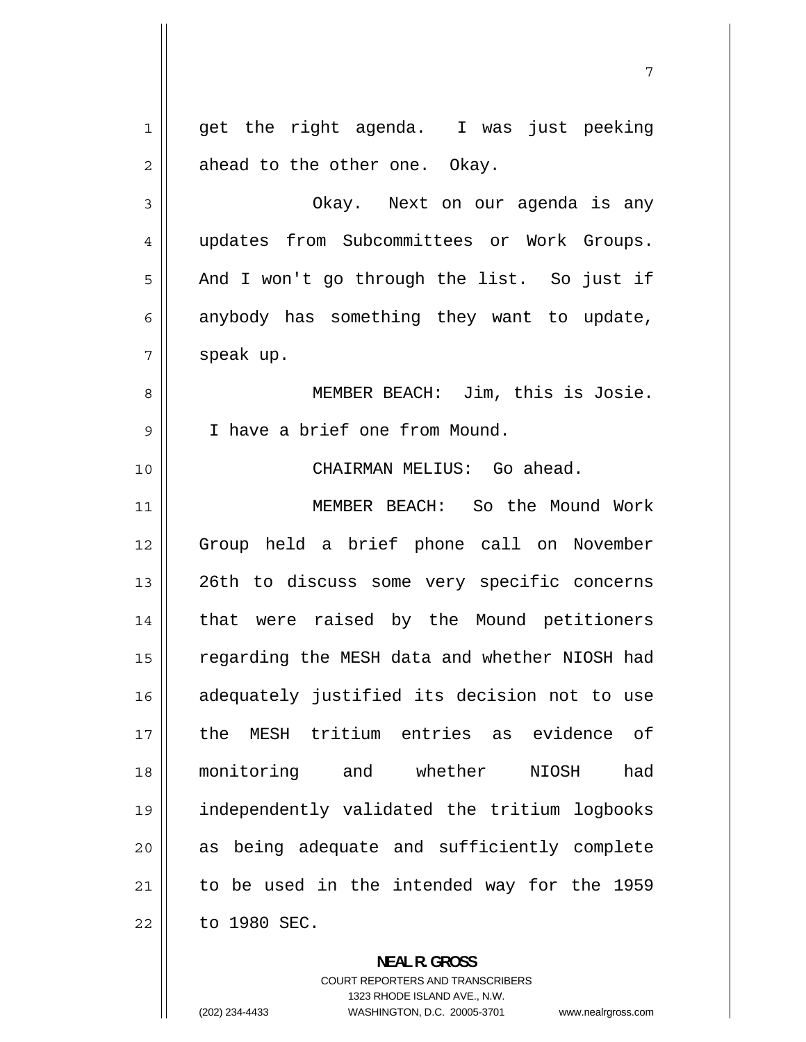get the right agenda. I was just peeking ahead to the other one. Okay.

Okay. Next on our agenda is any updates from Subcommittees or Work Groups. And I won't go through the list. So just if anybody has something they want to update, speak up.

MEMBER BEACH: Jim, this is Josie. I have a brief one from Mound.

CHAIRMAN MELIUS: Go ahead.

MEMBER BEACH: So the Mound Work Group held a brief phone call on November 26th to discuss some very specific concerns that were raised by the Mound petitioners regarding the MESH data and whether NIOSH had adequately justified its decision not to use the MESH tritium entries as evidence of monitoring and whether NIOSH had independently validated the tritium logbooks as being adequate and sufficiently complete to be used in the intended way for the 1959 to 1980 SEC.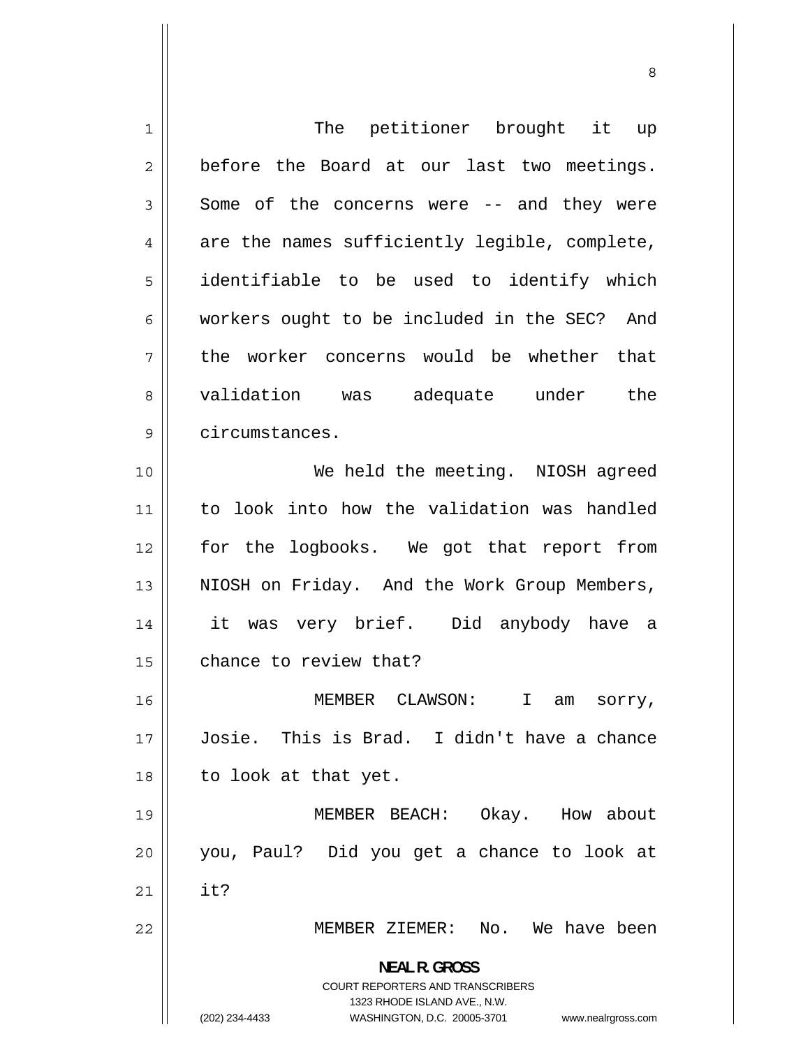The petitioner brought it up before the Board at our last two meetings. Some of the concerns were -- and they were are the names sufficiently legible, complete, identifiable to be used to identify which workers ought to be included in the SEC? And the worker concerns would be whether that validation was adequate under the circumstances.

We held the meeting. NIOSH agreed to look into how the validation was handled for the logbooks. We got that report from NIOSH on Friday. And the Work Group Members, it was very brief. Did anybody have a chance to review that?

MEMBER CLAWSON: I am sorry, Josie. This is Brad. I didn't have a chance to look at that yet.

MEMBER BEACH: Okay. How about you, Paul? Did you get a chance to look at it?

MEMBER ZIEMER: No. We have been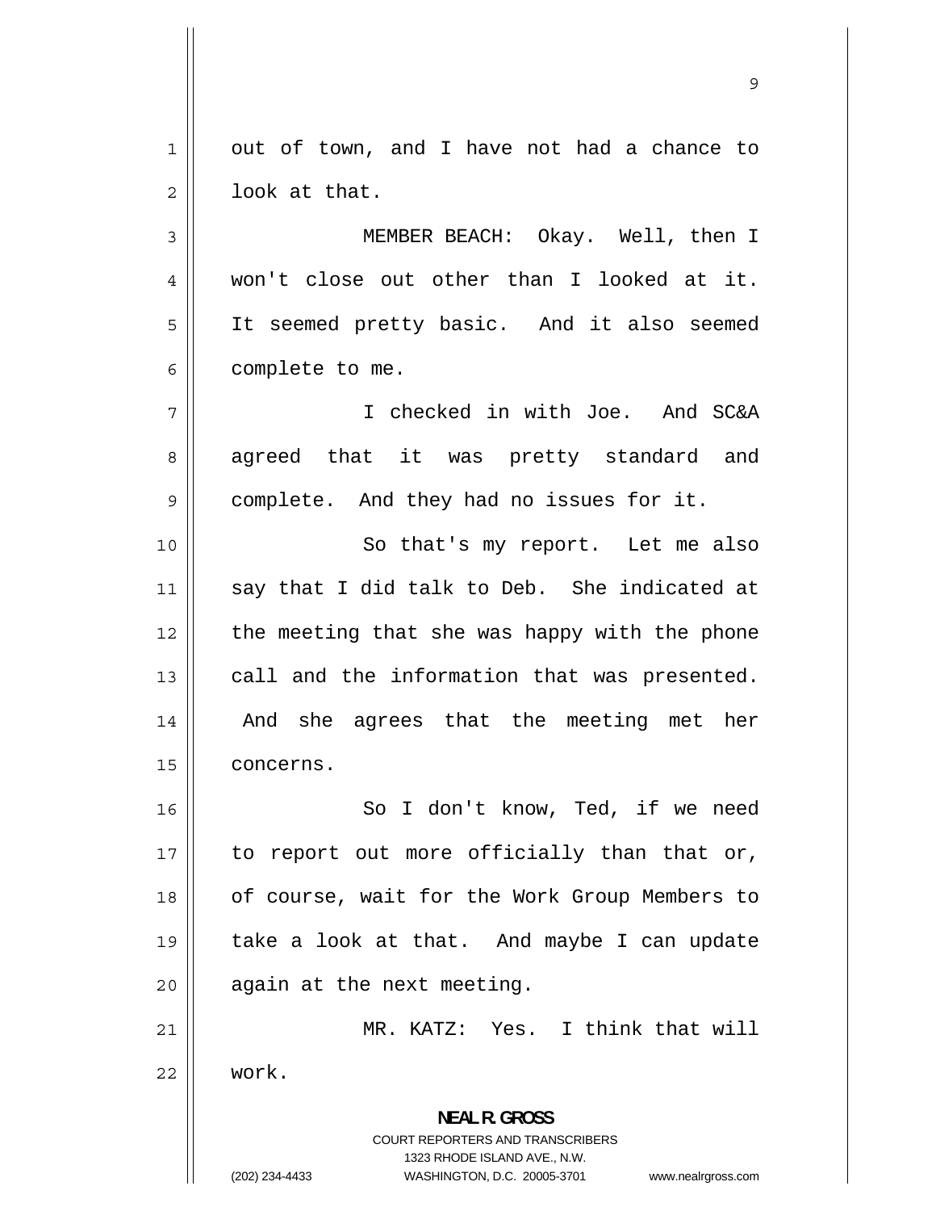out of town, and I have not had a chance to look at that.

MEMBER BEACH: Okay. Well, then I won't close out other than I looked at it. It seemed pretty basic. And it also seemed complete to me.

I checked in with Joe. And SC&A agreed that it was pretty standard and complete. And they had no issues for it.

So that's my report. Let me also say that I did talk to Deb. She indicated at the meeting that she was happy with the phone call and the information that was presented. And she agrees that the meeting met her concerns.

So I don't know, Ted, if we need to report out more officially than that or, of course, wait for the Work Group Members to take a look at that. And maybe I can update again at the next meeting.

MR. KATZ: Yes. I think that will work.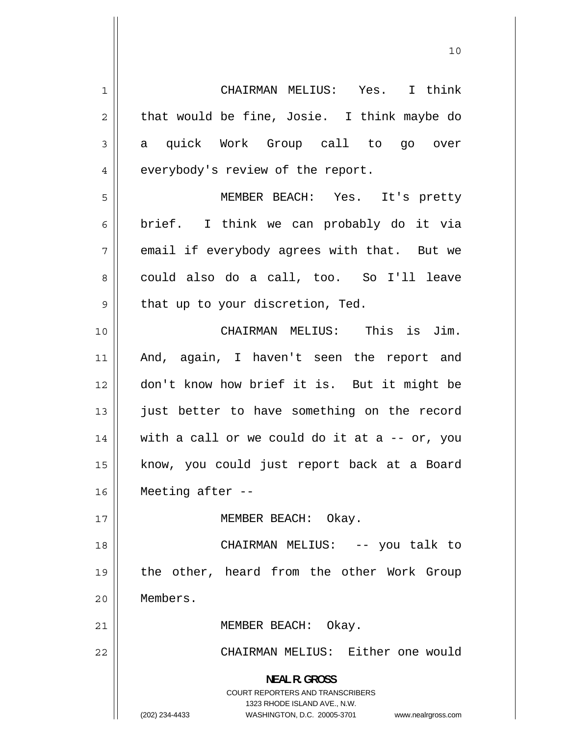CHAIRMAN MELIUS: Yes. I think that would be fine, Josie. I think maybe do a quick Work Group call to go over everybody's review of the report.

MEMBER BEACH: Yes. It's pretty brief. I think we can probably do it via email if everybody agrees with that. But we could also do a call, too. So I'll leave that up to your discretion, Ted.

CHAIRMAN MELIUS: This is Jim. And, again, I haven't seen the report and don't know how brief it is. But it might be just better to have something on the record with a call or we could do it at a -- or, you know, you could just report back at a Board Meeting after --

MEMBER BEACH: Okay.

CHAIRMAN MELIUS: -- you talk to the other, heard from the other Work Group Members.

MEMBER BEACH: Okay.

CHAIRMAN MELIUS: Either one would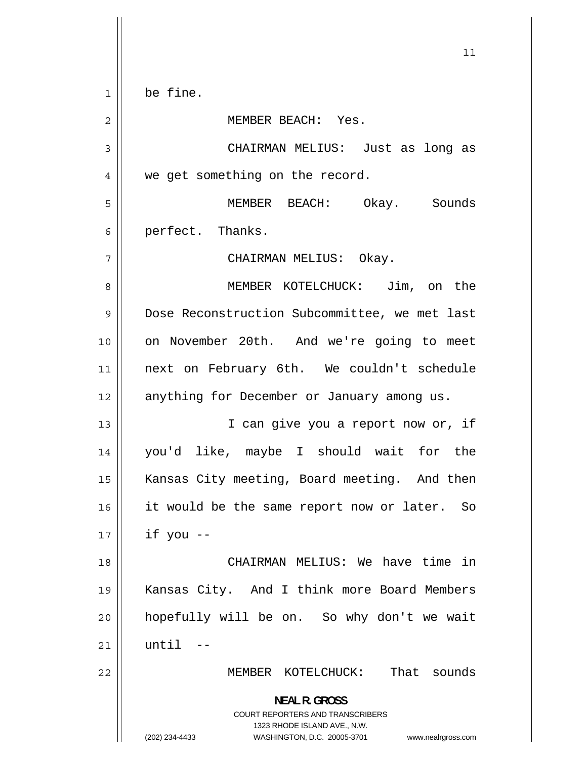be fine.

MEMBER BEACH: Yes.

CHAIRMAN MELIUS: Just as long as we get something on the record.

MEMBER BEACH: Okay. Sounds perfect. Thanks.

CHAIRMAN MELIUS: Okay.

MEMBER KOTELCHUCK: Jim, on the Dose Reconstruction Subcommittee, we met last on November 20th. And we're going to meet next on February 6th. We couldn't schedule anything for December or January among us.

I can give you a report now or, if you'd like, maybe I should wait for the Kansas City meeting, Board meeting. And then it would be the same report now or later. So if you --

CHAIRMAN MELIUS: We have time in Kansas City. And I think more Board Members hopefully will be on. So why don't we wait until --

MEMBER KOTELCHUCK: That sounds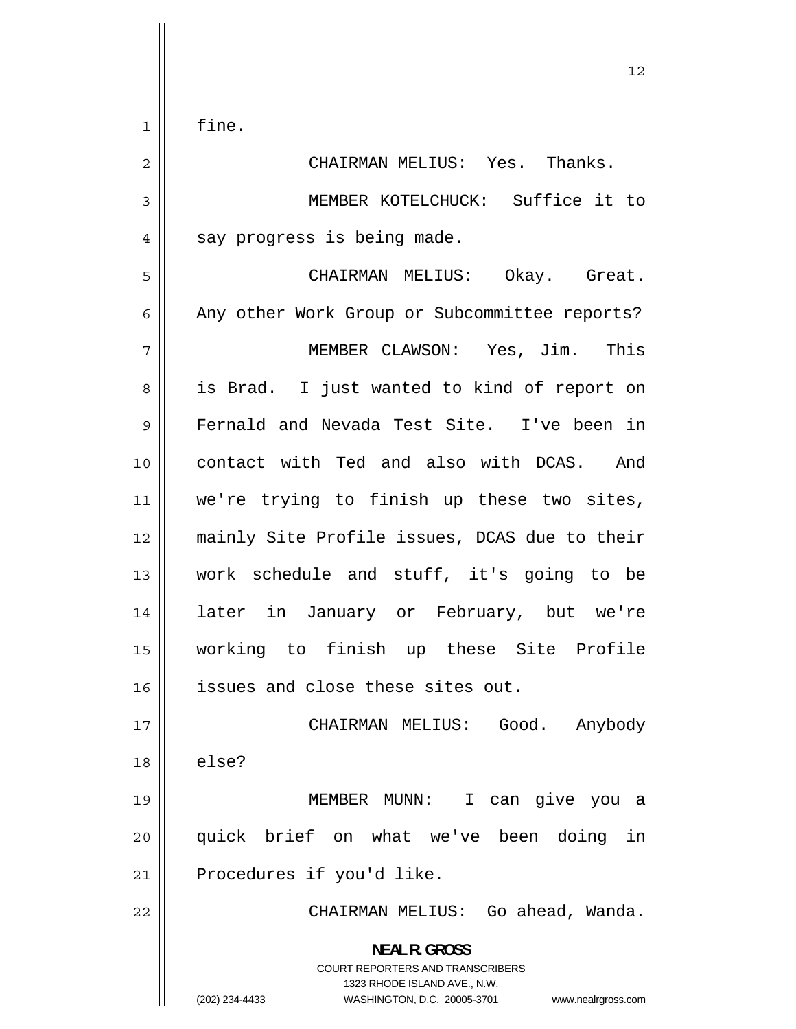fine.

CHAIRMAN MELIUS: Yes. Thanks.

MEMBER KOTELCHUCK: Suffice it to say progress is being made.

CHAIRMAN MELIUS: Okay. Great. Any other Work Group or Subcommittee reports?

MEMBER CLAWSON: Yes, Jim. This is Brad. I just wanted to kind of report on Fernald and Nevada Test Site. I've been in contact with Ted and also with DCAS. And we're trying to finish up these two sites, mainly Site Profile issues, DCAS due to their work schedule and stuff, it's going to be later in January or February, but we're working to finish up these Site Profile issues and close these sites out.

CHAIRMAN MELIUS: Good. Anybody else?

MEMBER MUNN: I can give you a quick brief on what we've been doing in Procedures if you'd like.

CHAIRMAN MELIUS: Go ahead, Wanda.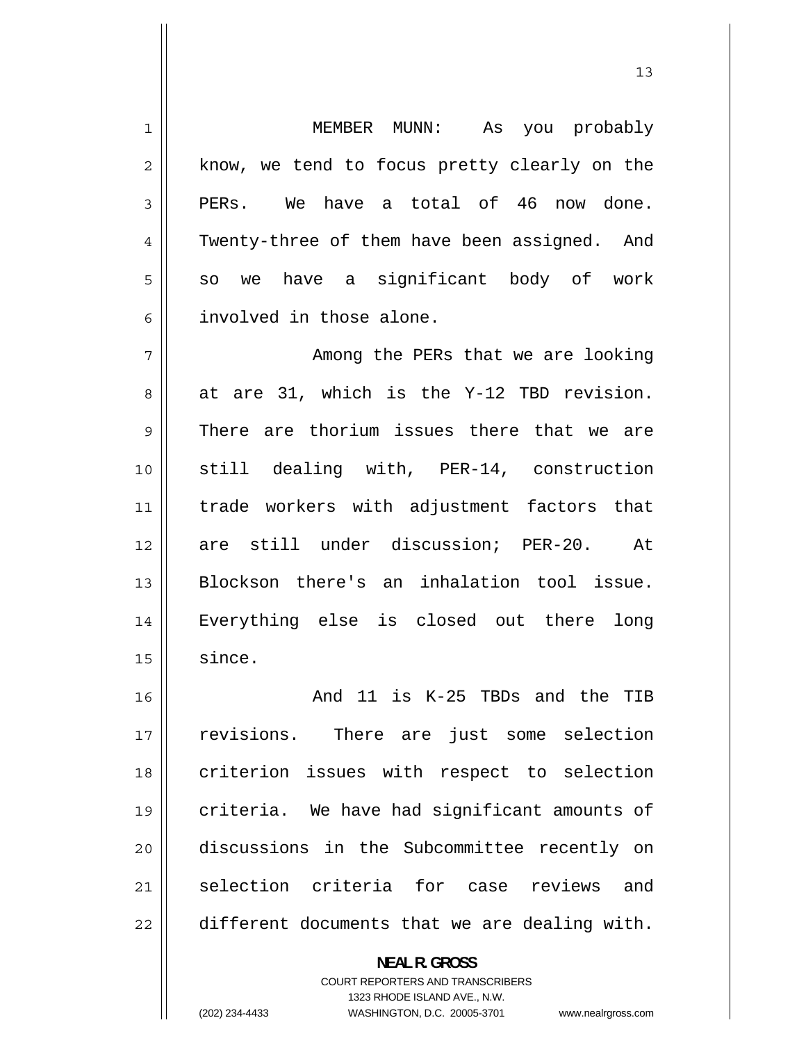MEMBER MUNN: As you probably know, we tend to focus pretty clearly on the PERs. We have a total of 46 now done. Twenty-three of them have been assigned. And so we have a significant body of work involved in those alone.

Among the PERs that we are looking at are 31, which is the Y-12 TBD revision. There are thorium issues there that we are still dealing with, PER-14, construction trade workers with adjustment factors that are still under discussion; PER-20. At Blockson there's an inhalation tool issue. Everything else is closed out there long since.

And 11 is K-25 TBDs and the TIB revisions. There are just some selection criterion issues with respect to selection criteria. We have had significant amounts of discussions in the Subcommittee recently on selection criteria for case reviews and different documents that we are dealing with.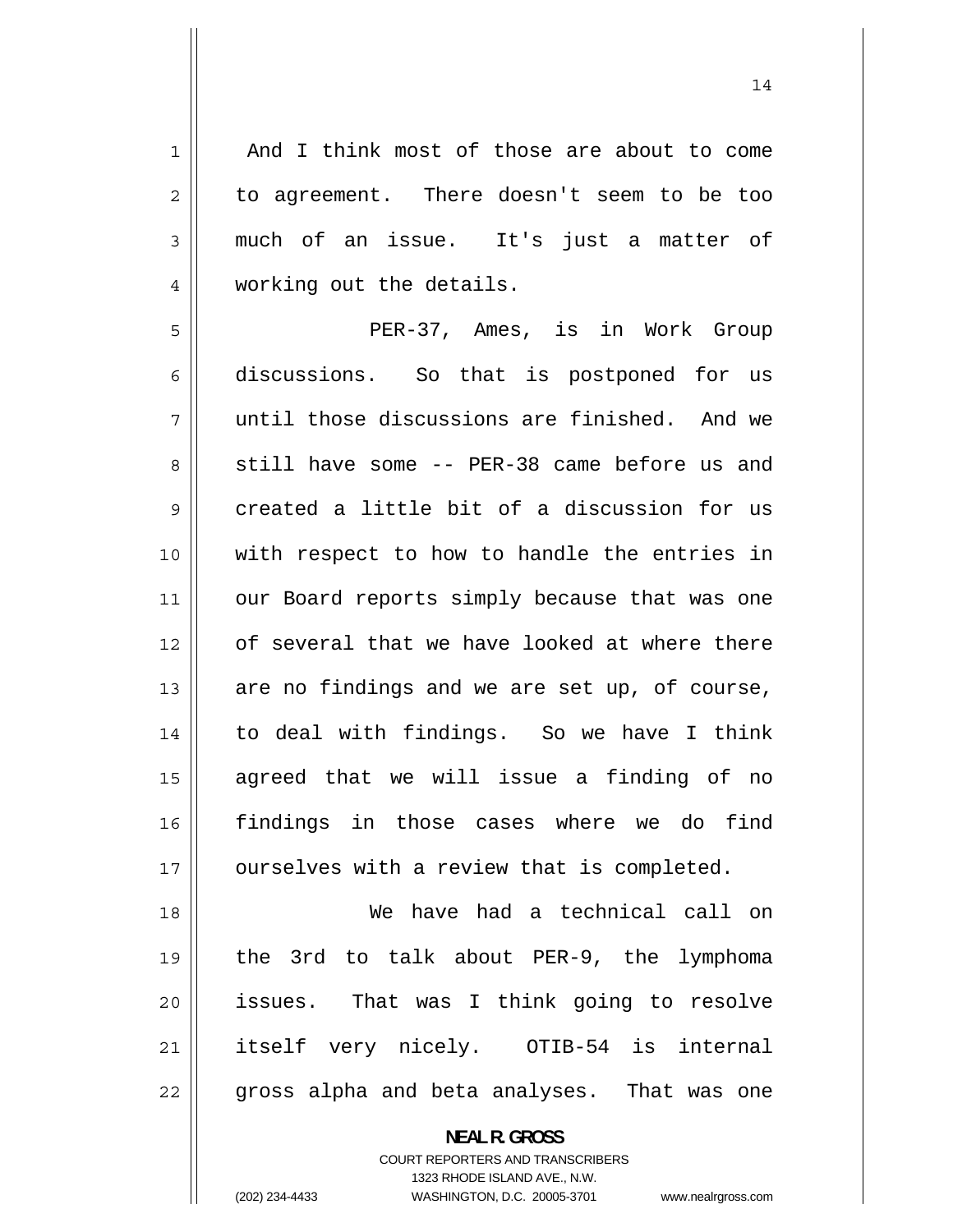And I think most of those are about to come to agreement. There doesn't seem to be too much of an issue. It's just a matter of working out the details.

PER-37, Ames, is in Work Group discussions. So that is postponed for us until those discussions are finished. And we still have some -- PER-38 came before us and created a little bit of a discussion for us with respect to how to handle the entries in our Board reports simply because that was one of several that we have looked at where there are no findings and we are set up, of course, to deal with findings. So we have I think agreed that we will issue a finding of no findings in those cases where we do find ourselves with a review that is completed.

We have had a technical call on the 3rd to talk about PER-9, the lymphoma issues. That was I think going to resolve itself very nicely. OTIB-54 is internal gross alpha and beta analyses. That was one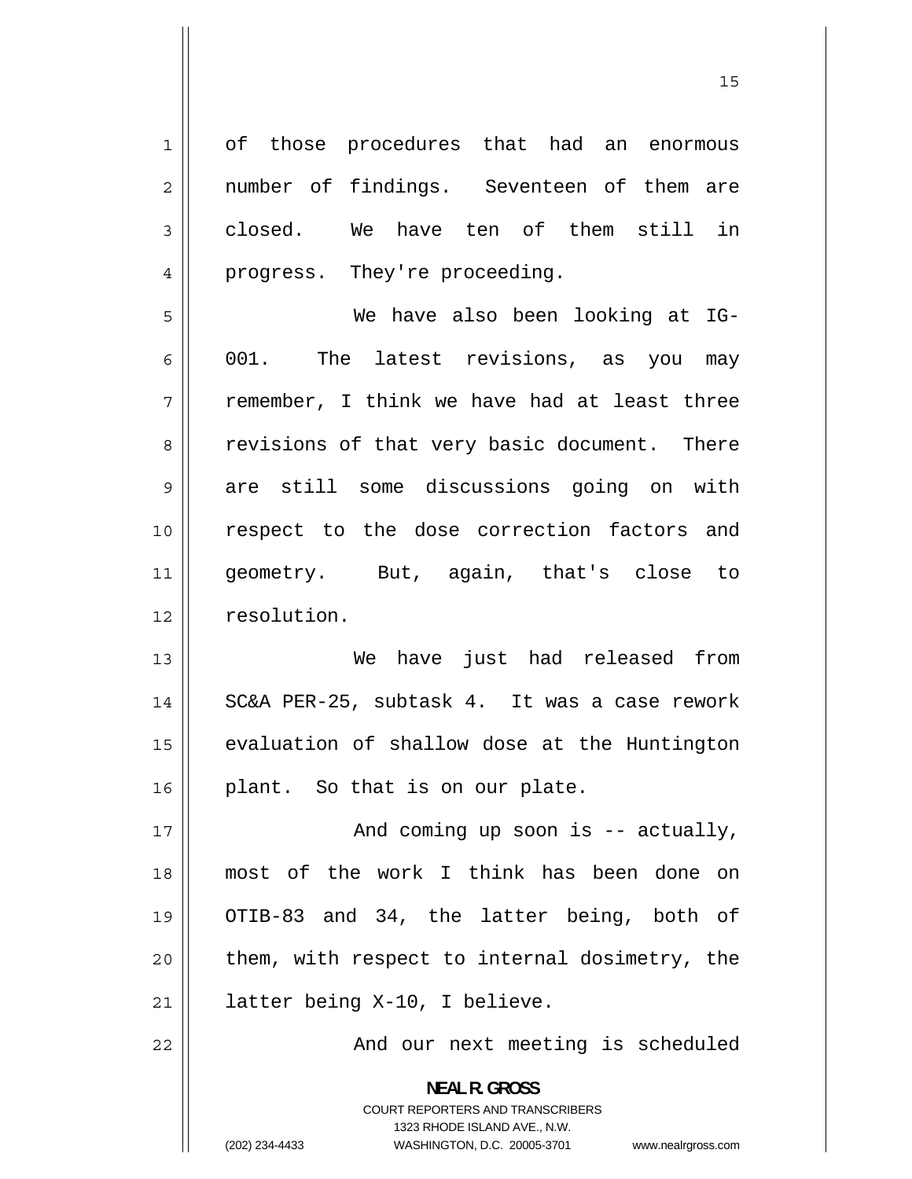of those procedures that had an enormous number of findings. Seventeen of them are closed. We have ten of them still in progress. They're proceeding.

We have also been looking at IG-001. The latest revisions, as you may remember, I think we have had at least three revisions of that very basic document. There are still some discussions going on with respect to the dose correction factors and geometry. But, again, that's close to resolution.

We have just had released from SC&A PER-25, subtask 4. It was a case rework evaluation of shallow dose at the Huntington plant. So that is on our plate.

And coming up soon is -- actually, most of the work I think has been done on OTIB-83 and 34, the latter being, both of them, with respect to internal dosimetry, the latter being X-10, I believe.

And our next meeting is scheduled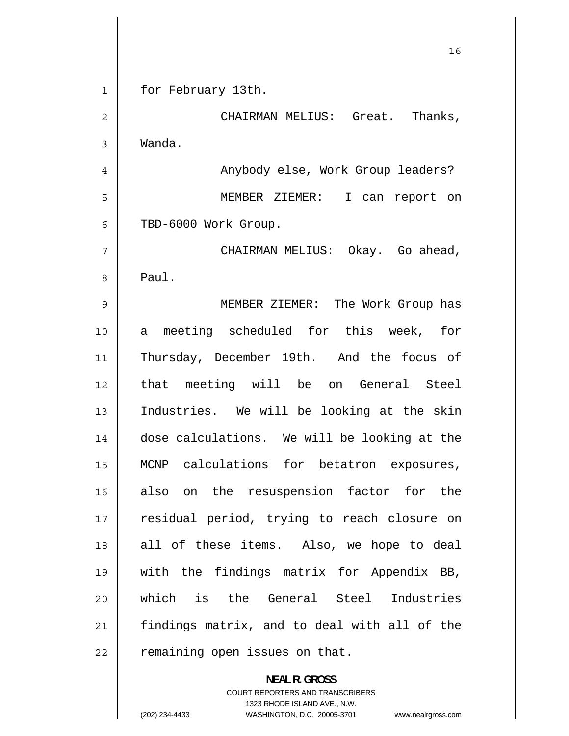for February 13th.

CHAIRMAN MELIUS: Great. Thanks, Wanda.

Anybody else, Work Group leaders?

MEMBER ZIEMER: I can report on TBD-6000 Work Group.

CHAIRMAN MELIUS: Okay. Go ahead, Paul.

MEMBER ZIEMER: The Work Group has a meeting scheduled for this week, for Thursday, December 19th. And the focus of that meeting will be on General Steel Industries. We will be looking at the skin dose calculations. We will be looking at the MCNP calculations for betatron exposures, also on the resuspension factor for the residual period, trying to reach closure on all of these items. Also, we hope to deal with the findings matrix for Appendix BB, which is the General Steel Industries findings matrix, and to deal with all of the remaining open issues on that.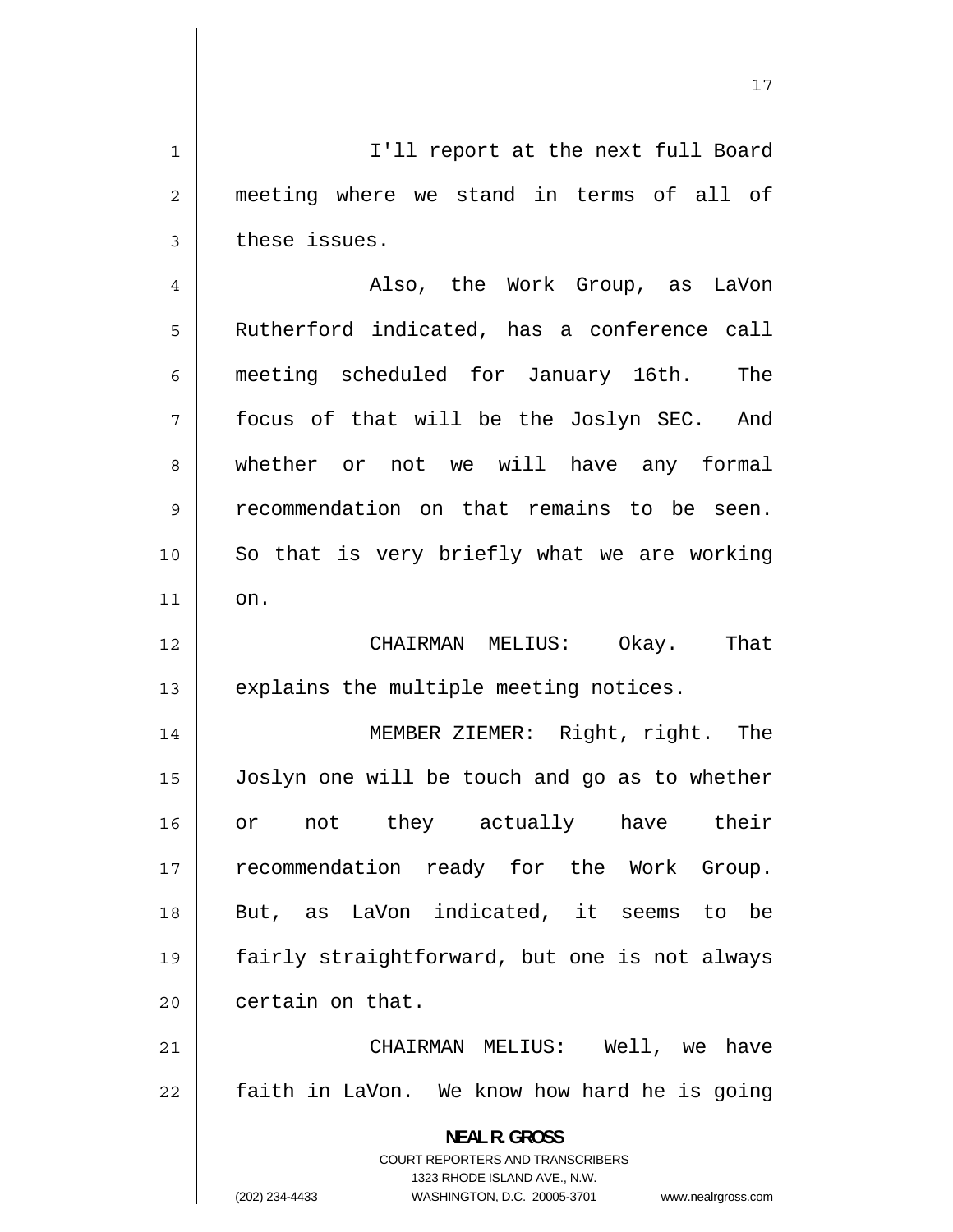I'll report at the next full Board meeting where we stand in terms of all of these issues.

Also, the Work Group, as LaVon Rutherford indicated, has a conference call meeting scheduled for January 16th. The focus of that will be the Joslyn SEC. And whether or not we will have any formal recommendation on that remains to be seen. So that is very briefly what we are working on.

CHAIRMAN MELIUS: Okay. That explains the multiple meeting notices.

MEMBER ZIEMER: Right, right. The Joslyn one will be touch and go as to whether or not they actually have their recommendation ready for the Work Group. But, as LaVon indicated, it seems to be fairly straightforward, but one is not always certain on that.

CHAIRMAN MELIUS: Well, we have faith in LaVon. We know how hard he is going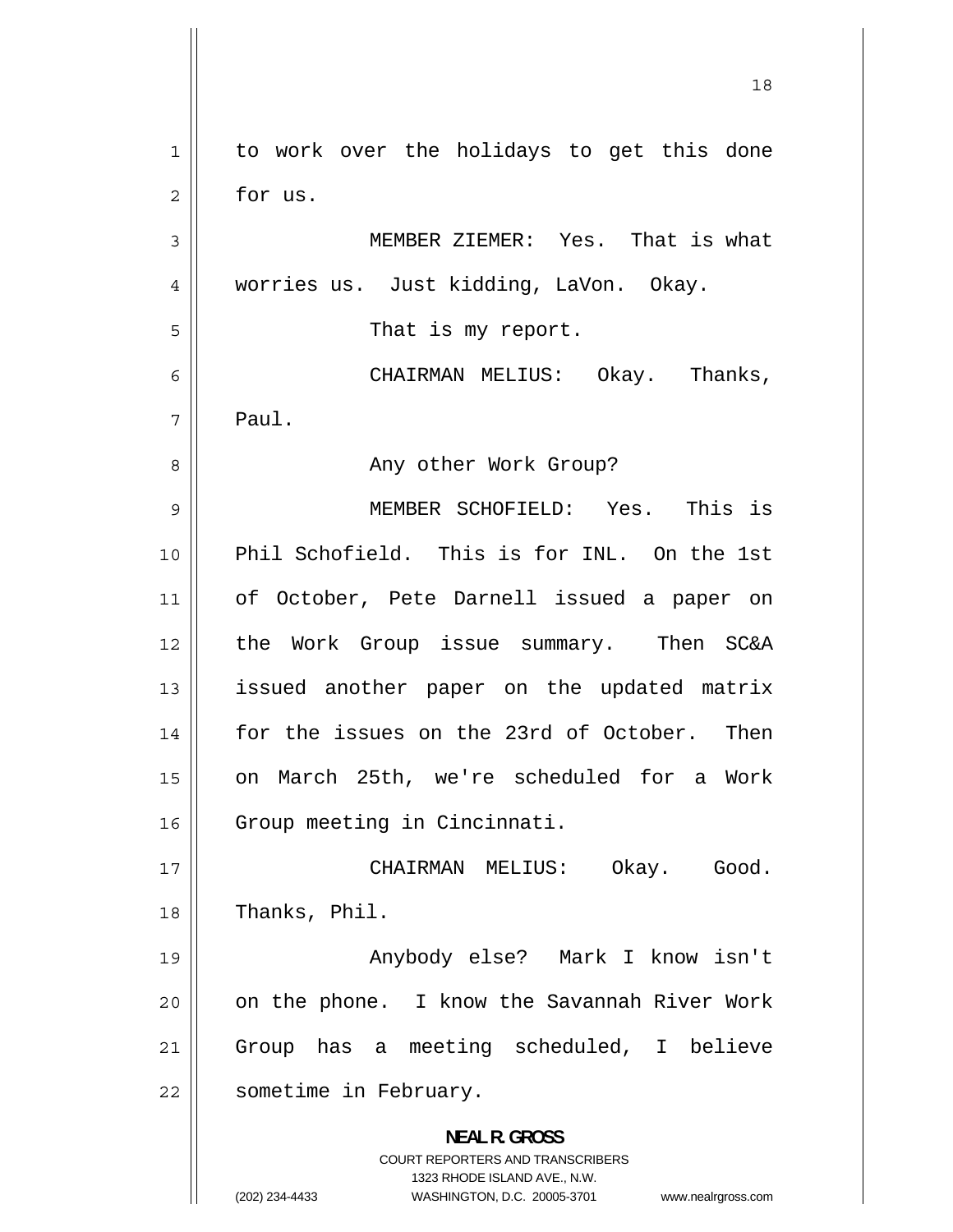to work over the holidays to get this done for us.

MEMBER ZIEMER: Yes. That is what worries us. Just kidding, LaVon. Okay.

That is my report.

CHAIRMAN MELIUS: Okay. Thanks, Paul.

Any other Work Group?

MEMBER SCHOFIELD: Yes. This is Phil Schofield. This is for INL. On the 1st of October, Pete Darnell issued a paper on the Work Group issue summary. Then SC&A issued another paper on the updated matrix for the issues on the 23rd of October. Then on March 25th, we're scheduled for a Work Group meeting in Cincinnati.

CHAIRMAN MELIUS: Okay. Good. Thanks, Phil.

Anybody else? Mark I know isn't on the phone. I know the Savannah River Work Group has a meeting scheduled, I believe sometime in February.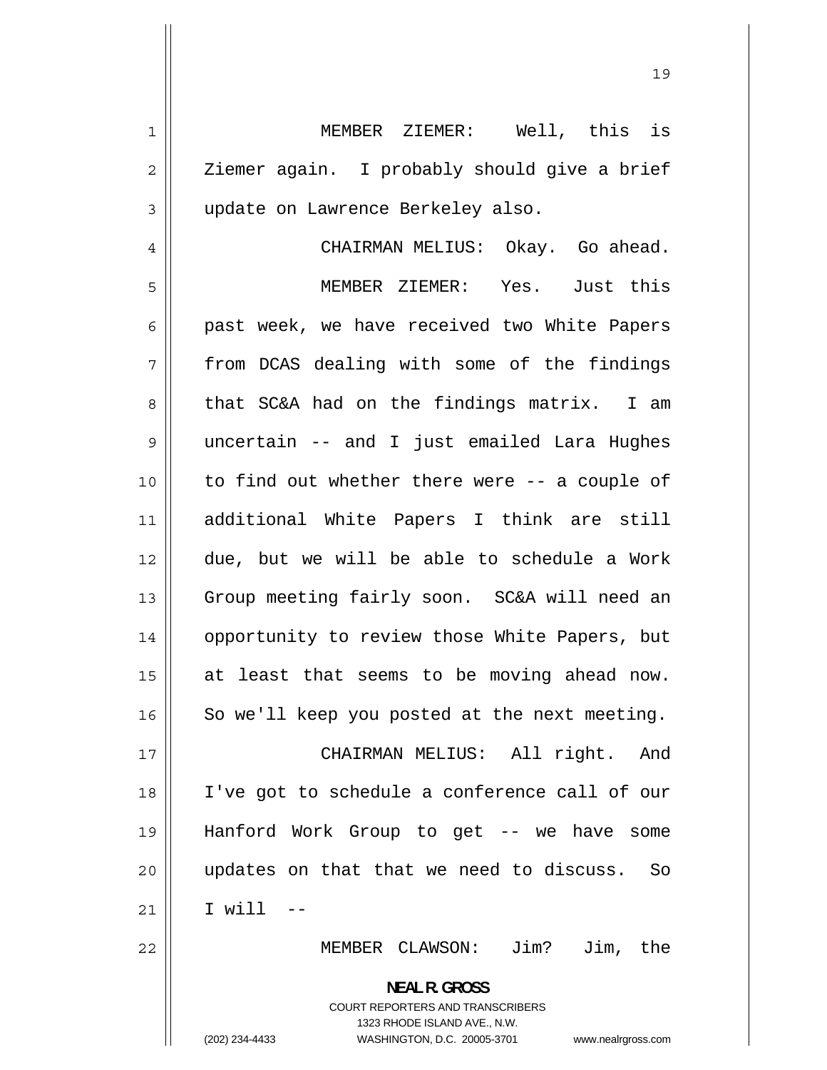MEMBER ZIEMER: Well, this is Ziemer again. I probably should give a brief update on Lawrence Berkeley also.

CHAIRMAN MELIUS: Okay. Go ahead.

MEMBER ZIEMER: Yes. Just this past week, we have received two White Papers from DCAS dealing with some of the findings that SC&A had on the findings matrix. I am uncertain -- and I just emailed Lara Hughes to find out whether there were -- a couple of additional White Papers I think are still due, but we will be able to schedule a Work Group meeting fairly soon. SC&A will need an opportunity to review those White Papers, but at least that seems to be moving ahead now. So we'll keep you posted at the next meeting.

CHAIRMAN MELIUS: All right. And I've got to schedule a conference call of our Hanford Work Group to get -- we have some updates on that that we need to discuss. So I will --

MEMBER CLAWSON: Jim? Jim, the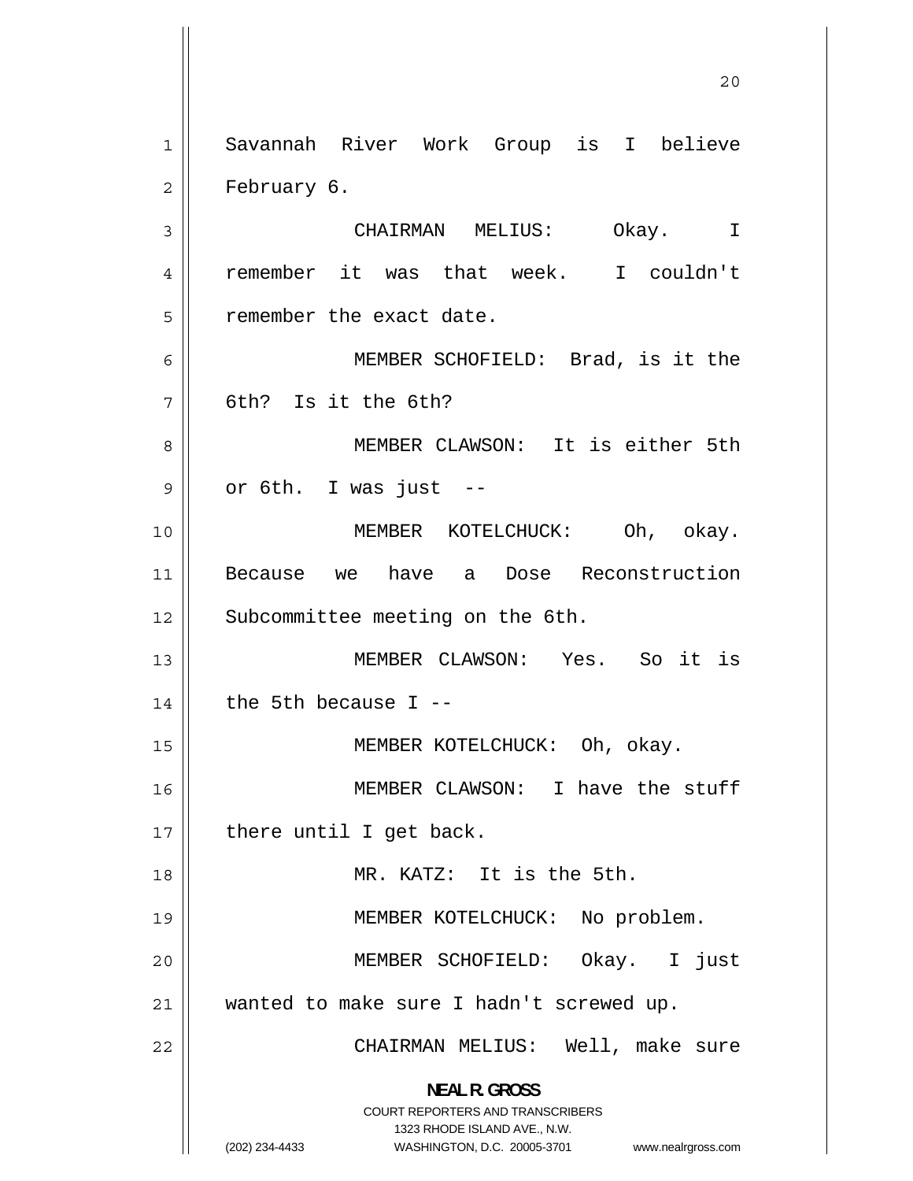Savannah River Work Group is I believe February 6.

CHAIRMAN MELIUS: Okay. I remember it was that week. I couldn't remember the exact date.

MEMBER SCHOFIELD: Brad, is it the 6th? Is it the 6th?

MEMBER CLAWSON: It is either 5th or 6th. I was just --

MEMBER KOTELCHUCK: Oh, okay. Because we have a Dose Reconstruction Subcommittee meeting on the 6th.

MEMBER CLAWSON: Yes. So it is the 5th because I --

MEMBER KOTELCHUCK: Oh, okay.

MEMBER CLAWSON: I have the stuff there until I get back.

MR. KATZ: It is the 5th.

MEMBER KOTELCHUCK: No problem.

MEMBER SCHOFIELD: Okay. I just wanted to make sure I hadn't screwed up.

CHAIRMAN MELIUS: Well, make sure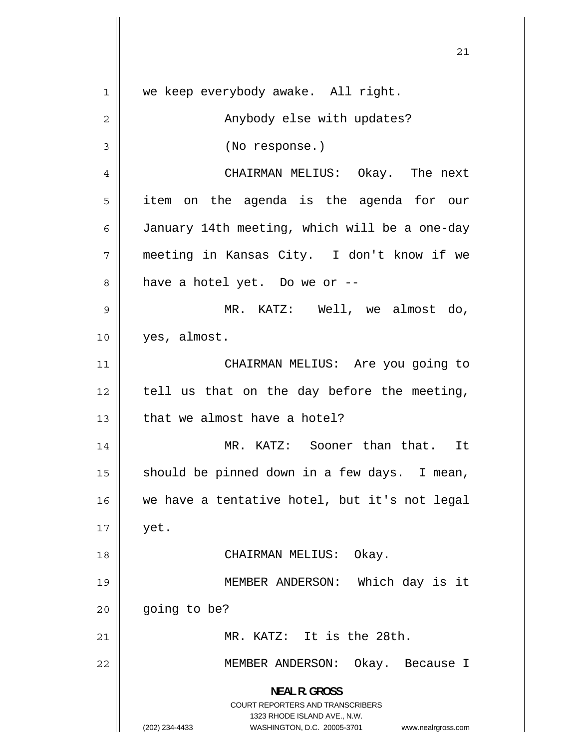we keep everybody awake. All right.

Anybody else with updates?

(No response.)

CHAIRMAN MELIUS: Okay. The next item on the agenda is the agenda for our January 14th meeting, which will be a one-day meeting in Kansas City. I don't know if we have a hotel yet. Do we or --

MR. KATZ: Well, we almost do, yes, almost.

CHAIRMAN MELIUS: Are you going to tell us that on the day before the meeting, that we almost have a hotel?

MR. KATZ: Sooner than that. It should be pinned down in a few days. I mean, we have a tentative hotel, but it's not legal yet.

CHAIRMAN MELIUS: Okay.

MEMBER ANDERSON: Which day is it going to be?

MR. KATZ: It is the 28th.

MEMBER ANDERSON: Okay. Because I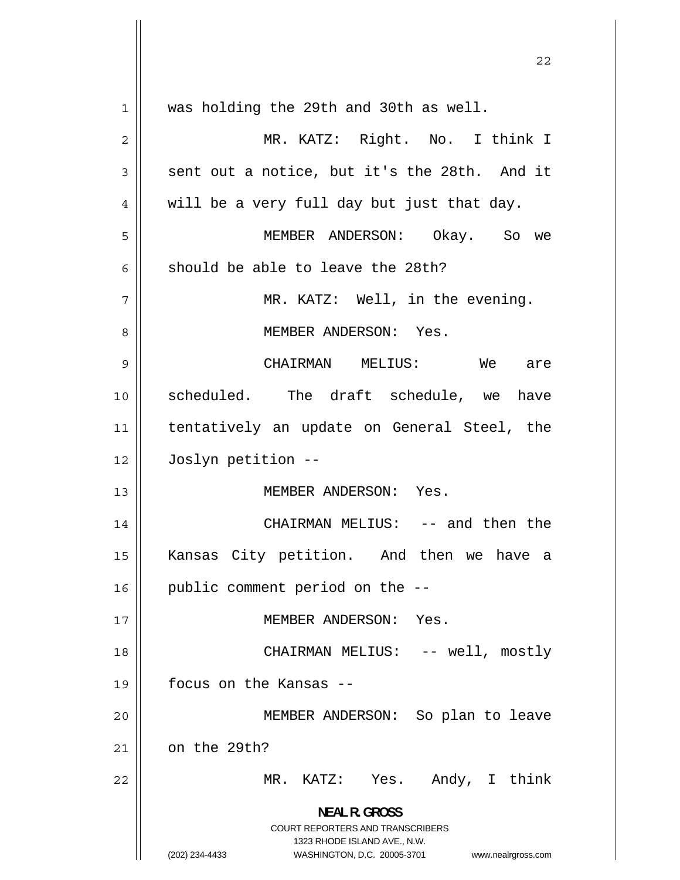was holding the 29th and 30th as well.

MR. KATZ: Right. No. I think I sent out a notice, but it's the 28th. And it will be a very full day but just that day.

MEMBER ANDERSON: Okay. So we should be able to leave the 28th?

MR. KATZ: Well, in the evening.

MEMBER ANDERSON: Yes.

CHAIRMAN MELIUS: We are scheduled. The draft schedule, we have tentatively an update on General Steel, the Joslyn petition --

MEMBER ANDERSON: Yes.

CHAIRMAN MELIUS: -- and then the Kansas City petition. And then we have a public comment period on the --

MEMBER ANDERSON: Yes.

CHAIRMAN MELIUS: -- well, mostly focus on the Kansas --

MEMBER ANDERSON: So plan to leave on the 29th?

MR. KATZ: Yes. Andy, I think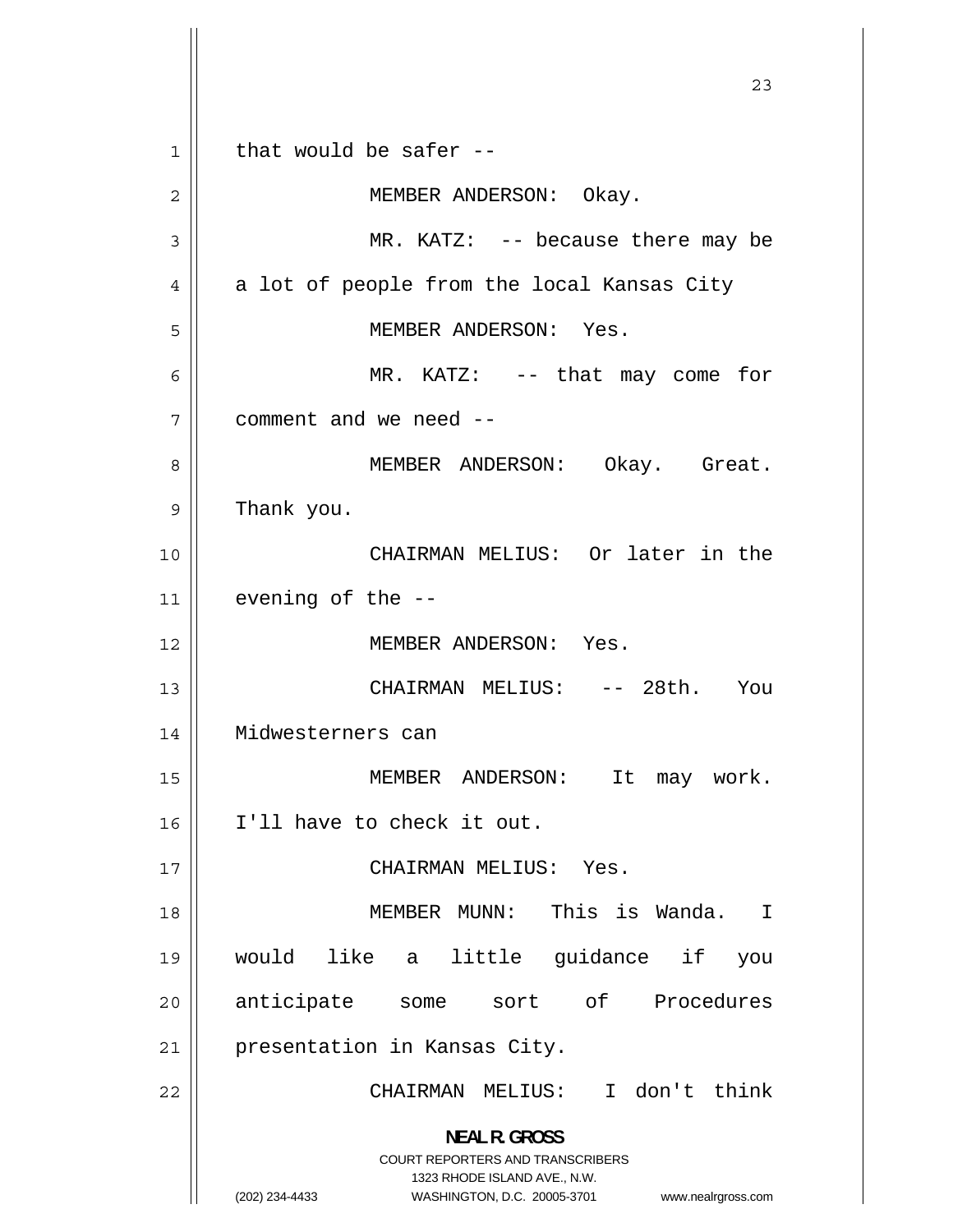that would be safer --

MEMBER ANDERSON: Okay.

MR. KATZ: -- because there may be a lot of people from the local Kansas City

MEMBER ANDERSON: Yes.

MR. KATZ: -- that may come for comment and we need --

MEMBER ANDERSON: Okay. Great. Thank you.

CHAIRMAN MELIUS: Or later in the evening of the --

MEMBER ANDERSON: Yes.

CHAIRMAN MELIUS: -- 28th. You Midwesterners can

MEMBER ANDERSON: It may work. I'll have to check it out.

CHAIRMAN MELIUS: Yes.

MEMBER MUNN: This is Wanda. I would like a little guidance if you anticipate some sort of Procedures presentation in Kansas City.

CHAIRMAN MELIUS: I don't think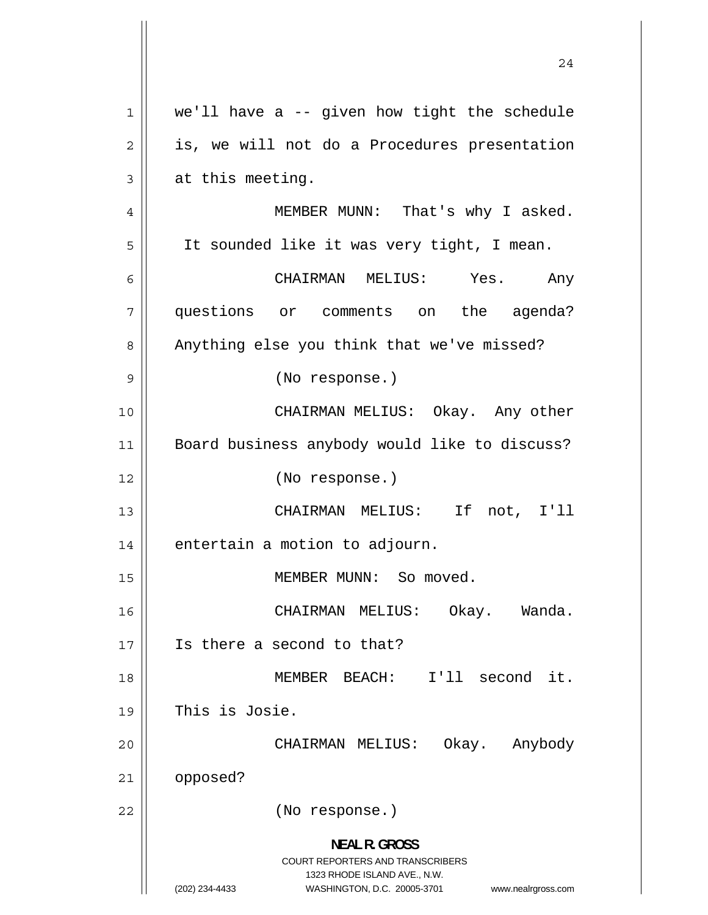we'll have a -- given how tight the schedule is, we will not do a Procedures presentation at this meeting.

MEMBER MUNN: That's why I asked. It sounded like it was very tight, I mean.

CHAIRMAN MELIUS: Yes. Any questions or comments on the agenda? Anything else you think that we've missed?

(No response.)

CHAIRMAN MELIUS: Okay. Any other Board business anybody would like to discuss?

(No response.)

CHAIRMAN MELIUS: If not, I'll entertain a motion to adjourn.

MEMBER MUNN: So moved.

CHAIRMAN MELIUS: Okay. Wanda. Is there a second to that?

MEMBER BEACH: I'll second it. This is Josie.

CHAIRMAN MELIUS: Okay. Anybody opposed?

(No response.)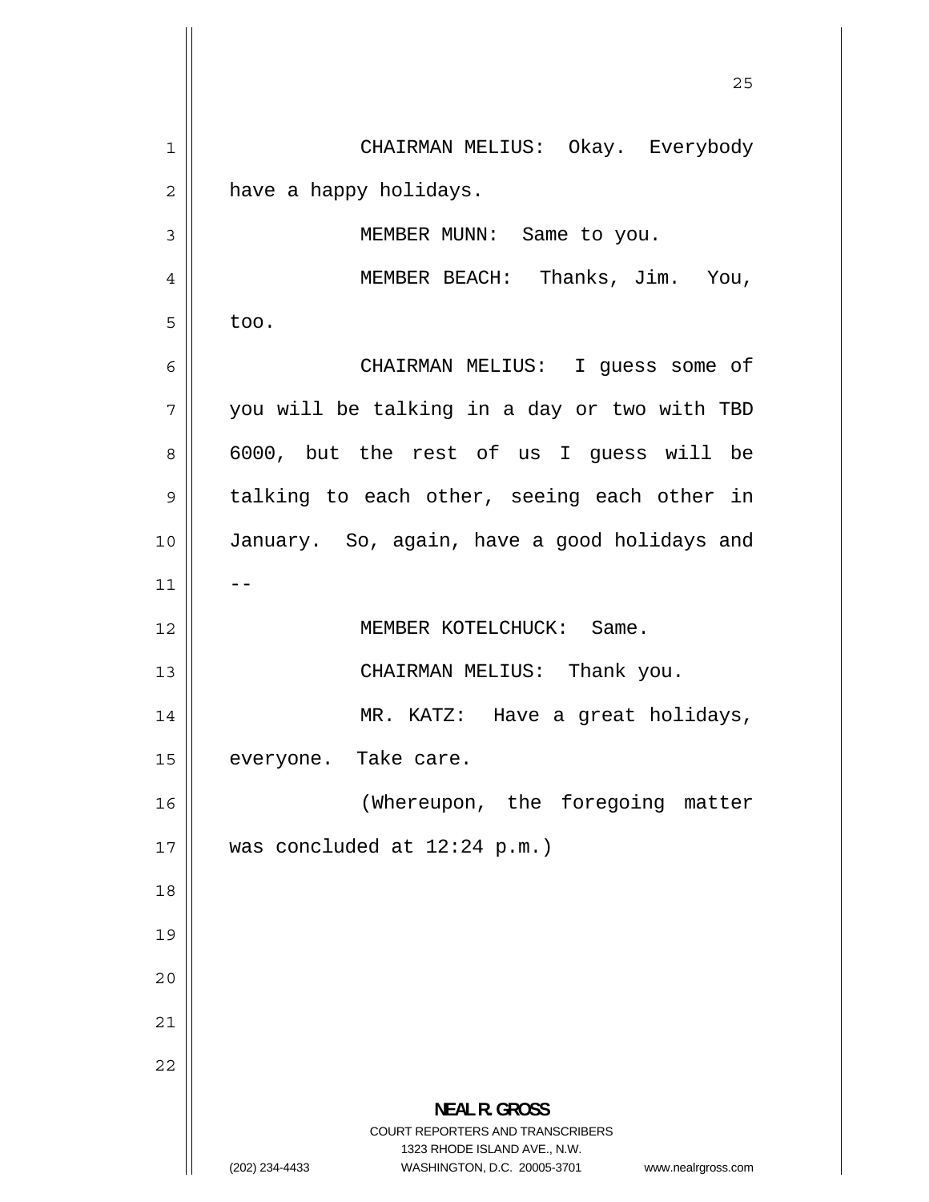CHAIRMAN MELIUS: Okay. Everybody have a happy holidays.

MEMBER MUNN: Same to you.

MEMBER BEACH: Thanks, Jim. You, too.

CHAIRMAN MELIUS: I guess some of you will be talking in a day or two with TBD 6000, but the rest of us I guess will be talking to each other, seeing each other in January. So, again, have a good holidays and --

MEMBER KOTELCHUCK: Same.

CHAIRMAN MELIUS: Thank you.

MR. KATZ: Have a great holidays, everyone. Take care.

(Whereupon, the foregoing matter was concluded at 12:24 p.m.)